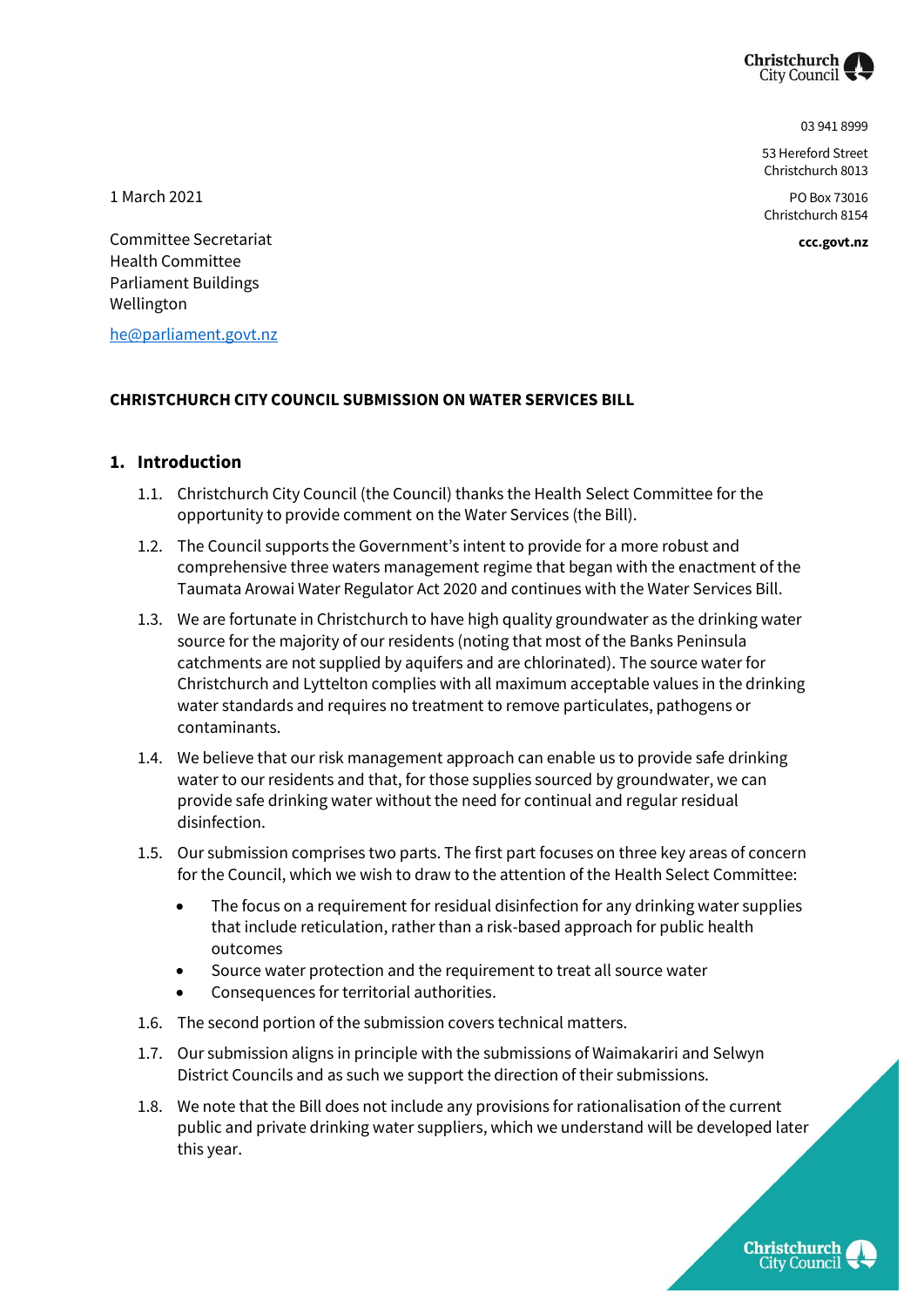Christchurch City Council

03 941 8999

53 Hereford Street
Christchurch 8013

PO Box 73016
Christchurch 8154

**ccc.govt.nz**

1 March 2021

Committee Secretariat
Health Committee
Parliament Buildings
Wellington

he@parliament.govt.nz

**CHRISTCHURCH CITY COUNCIL SUBMISSION ON WATER SERVICES BILL**

## 1. Introduction

1.1. Christchurch City Council (the Council) thanks the Health Select Committee for the opportunity to provide comment on the Water Services (the Bill).

1.2. The Council supports the Government's intent to provide for a more robust and comprehensive three waters management regime that began with the enactment of the Taumata Arowai Water Regulator Act 2020 and continues with the Water Services Bill.

1.3. We are fortunate in Christchurch to have high quality groundwater as the drinking water source for the majority of our residents (noting that most of the Banks Peninsula catchments are not supplied by aquifers and are chlorinated). The source water for Christchurch and Lyttelton complies with all maximum acceptable values in the drinking water standards and requires no treatment to remove particulates, pathogens or contaminants.

1.4. We believe that our risk management approach can enable us to provide safe drinking water to our residents and that, for those supplies sourced by groundwater, we can provide safe drinking water without the need for continual and regular residual disinfection.

1.5. Our submission comprises two parts. The first part focuses on three key areas of concern for the Council, which we wish to draw to the attention of the Health Select Committee:

- The focus on a requirement for residual disinfection for any drinking water supplies that include reticulation, rather than a risk-based approach for public health outcomes
- Source water protection and the requirement to treat all source water
- Consequences for territorial authorities.

1.6. The second portion of the submission covers technical matters.

1.7. Our submission aligns in principle with the submissions of Waimakariri and Selwyn District Councils and as such we support the direction of their submissions.

1.8. We note that the Bill does not include any provisions for rationalisation of the current public and private drinking water suppliers, which we understand will be developed later this year.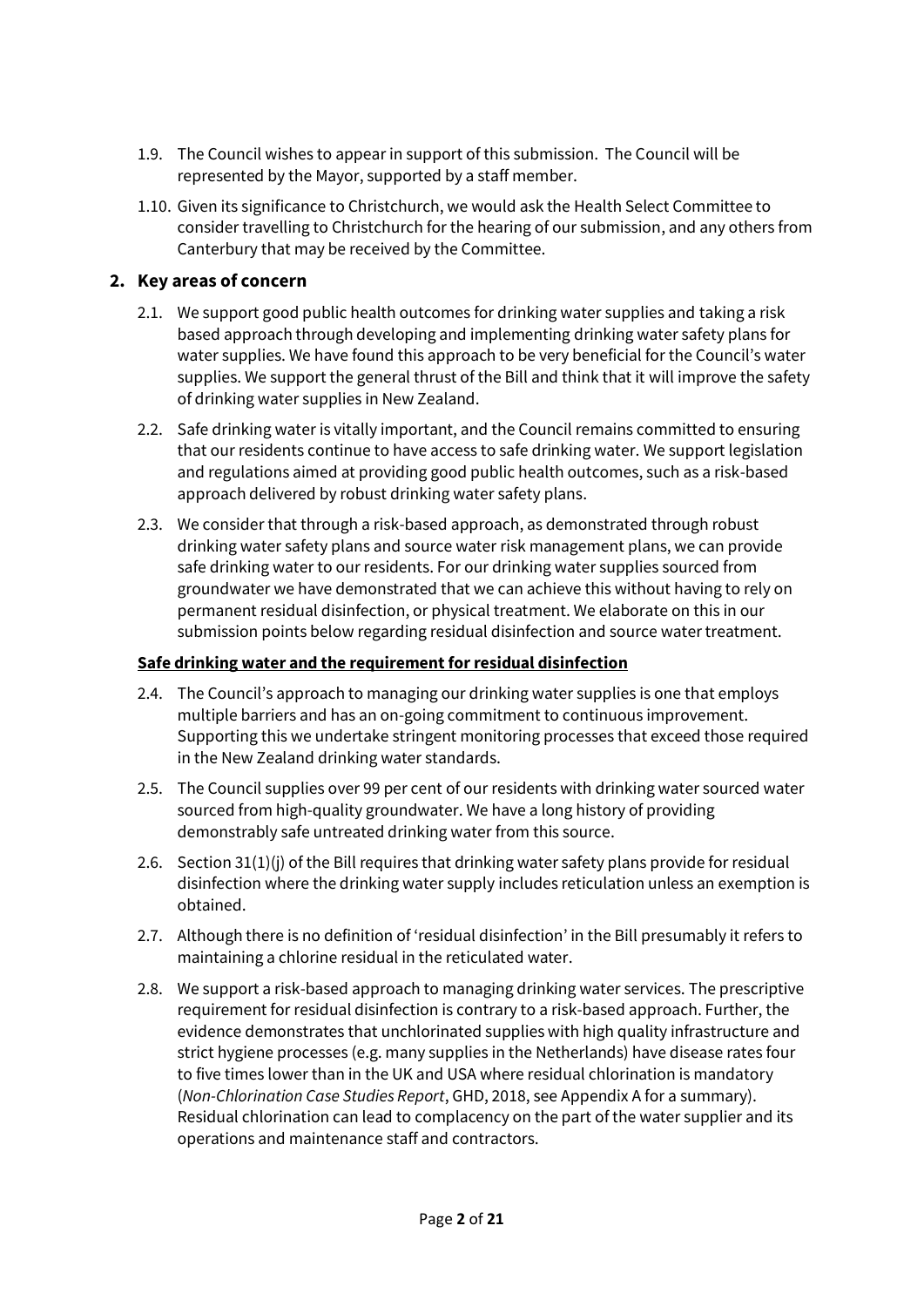1.9. The Council wishes to appear in support of this submission. The Council will be represented by the Mayor, supported by a staff member.

1.10. Given its significance to Christchurch, we would ask the Health Select Committee to consider travelling to Christchurch for the hearing of our submission, and any others from Canterbury that may be received by the Committee.

## 2. Key areas of concern

2.1. We support good public health outcomes for drinking water supplies and taking a risk based approach through developing and implementing drinking water safety plans for water supplies. We have found this approach to be very beneficial for the Council's water supplies. We support the general thrust of the Bill and think that it will improve the safety of drinking water supplies in New Zealand.

2.2. Safe drinking water is vitally important, and the Council remains committed to ensuring that our residents continue to have access to safe drinking water. We support legislation and regulations aimed at providing good public health outcomes, such as a risk-based approach delivered by robust drinking water safety plans.

2.3. We consider that through a risk-based approach, as demonstrated through robust drinking water safety plans and source water risk management plans, we can provide safe drinking water to our residents. For our drinking water supplies sourced from groundwater we have demonstrated that we can achieve this without having to rely on permanent residual disinfection, or physical treatment. We elaborate on this in our submission points below regarding residual disinfection and source water treatment.

**Safe drinking water and the requirement for residual disinfection**

2.4. The Council's approach to managing our drinking water supplies is one that employs multiple barriers and has an on-going commitment to continuous improvement. Supporting this we undertake stringent monitoring processes that exceed those required in the New Zealand drinking water standards.

2.5. The Council supplies over 99 per cent of our residents with drinking water sourced water sourced from high-quality groundwater. We have a long history of providing demonstrably safe untreated drinking water from this source.

2.6. Section 31(1)(j) of the Bill requires that drinking water safety plans provide for residual disinfection where the drinking water supply includes reticulation unless an exemption is obtained.

2.7. Although there is no definition of 'residual disinfection' in the Bill presumably it refers to maintaining a chlorine residual in the reticulated water.

2.8. We support a risk-based approach to managing drinking water services. The prescriptive requirement for residual disinfection is contrary to a risk-based approach. Further, the evidence demonstrates that unchlorinated supplies with high quality infrastructure and strict hygiene processes (e.g. many supplies in the Netherlands) have disease rates four to five times lower than in the UK and USA where residual chlorination is mandatory (*Non-Chlorination Case Studies Report*, GHD, 2018, see Appendix A for a summary). Residual chlorination can lead to complacency on the part of the water supplier and its operations and maintenance staff and contractors.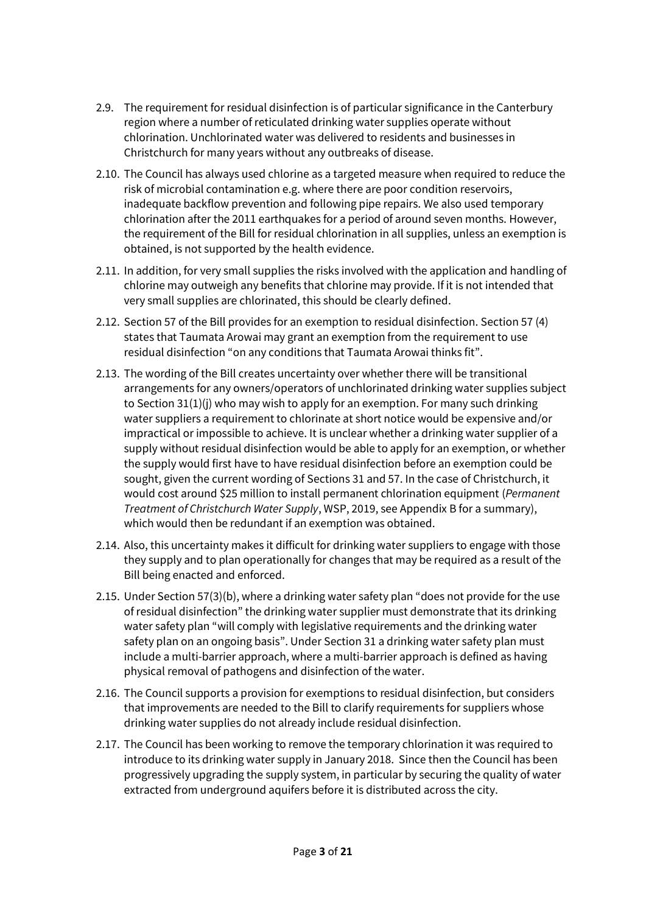2.9. The requirement for residual disinfection is of particular significance in the Canterbury region where a number of reticulated drinking water supplies operate without chlorination. Unchlorinated water was delivered to residents and businesses in Christchurch for many years without any outbreaks of disease.

2.10. The Council has always used chlorine as a targeted measure when required to reduce the risk of microbial contamination e.g. where there are poor condition reservoirs, inadequate backflow prevention and following pipe repairs. We also used temporary chlorination after the 2011 earthquakes for a period of around seven months. However, the requirement of the Bill for residual chlorination in all supplies, unless an exemption is obtained, is not supported by the health evidence.

2.11. In addition, for very small supplies the risks involved with the application and handling of chlorine may outweigh any benefits that chlorine may provide. If it is not intended that very small supplies are chlorinated, this should be clearly defined.

2.12. Section 57 of the Bill provides for an exemption to residual disinfection. Section 57 (4) states that Taumata Arowai may grant an exemption from the requirement to use residual disinfection "on any conditions that Taumata Arowai thinks fit".

2.13. The wording of the Bill creates uncertainty over whether there will be transitional arrangements for any owners/operators of unchlorinated drinking water supplies subject to Section 31(1)(j) who may wish to apply for an exemption. For many such drinking water suppliers a requirement to chlorinate at short notice would be expensive and/or impractical or impossible to achieve. It is unclear whether a drinking water supplier of a supply without residual disinfection would be able to apply for an exemption, or whether the supply would first have to have residual disinfection before an exemption could be sought, given the current wording of Sections 31 and 57. In the case of Christchurch, it would cost around $25 million to install permanent chlorination equipment (*Permanent Treatment of Christchurch Water Supply*, WSP, 2019, see Appendix B for a summary), which would then be redundant if an exemption was obtained.

2.14. Also, this uncertainty makes it difficult for drinking water suppliers to engage with those they supply and to plan operationally for changes that may be required as a result of the Bill being enacted and enforced.

2.15. Under Section 57(3)(b), where a drinking water safety plan "does not provide for the use of residual disinfection" the drinking water supplier must demonstrate that its drinking water safety plan "will comply with legislative requirements and the drinking water safety plan on an ongoing basis". Under Section 31 a drinking water safety plan must include a multi-barrier approach, where a multi-barrier approach is defined as having physical removal of pathogens and disinfection of the water.

2.16. The Council supports a provision for exemptions to residual disinfection, but considers that improvements are needed to the Bill to clarify requirements for suppliers whose drinking water supplies do not already include residual disinfection.

2.17. The Council has been working to remove the temporary chlorination it was required to introduce to its drinking water supply in January 2018. Since then the Council has been progressively upgrading the supply system, in particular by securing the quality of water extracted from underground aquifers before it is distributed across the city.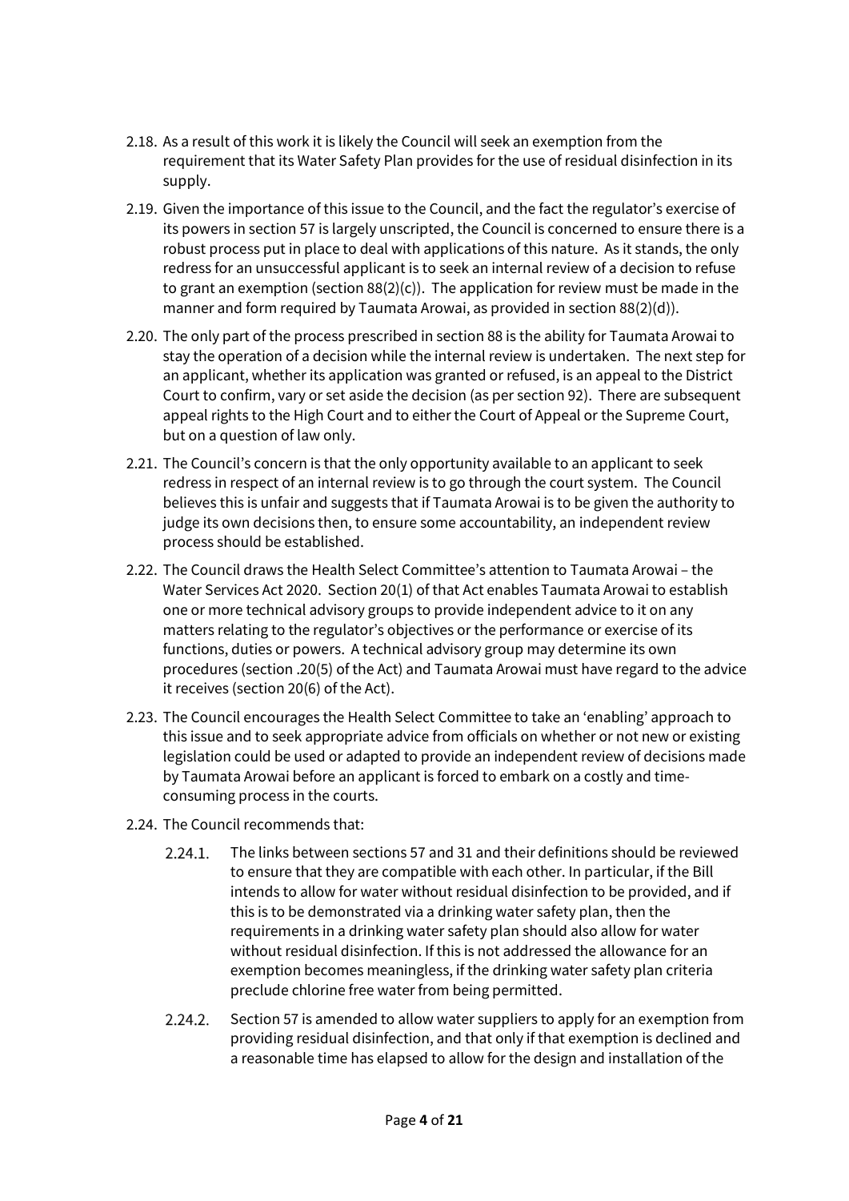2.18. As a result of this work it is likely the Council will seek an exemption from the requirement that its Water Safety Plan provides for the use of residual disinfection in its supply.

2.19. Given the importance of this issue to the Council, and the fact the regulator's exercise of its powers in section 57 is largely unscripted, the Council is concerned to ensure there is a robust process put in place to deal with applications of this nature. As it stands, the only redress for an unsuccessful applicant is to seek an internal review of a decision to refuse to grant an exemption (section 88(2)(c)). The application for review must be made in the manner and form required by Taumata Arowai, as provided in section 88(2)(d)).

2.20. The only part of the process prescribed in section 88 is the ability for Taumata Arowai to stay the operation of a decision while the internal review is undertaken. The next step for an applicant, whether its application was granted or refused, is an appeal to the District Court to confirm, vary or set aside the decision (as per section 92). There are subsequent appeal rights to the High Court and to either the Court of Appeal or the Supreme Court, but on a question of law only.

2.21. The Council's concern is that the only opportunity available to an applicant to seek redress in respect of an internal review is to go through the court system. The Council believes this is unfair and suggests that if Taumata Arowai is to be given the authority to judge its own decisions then, to ensure some accountability, an independent review process should be established.

2.22. The Council draws the Health Select Committee's attention to Taumata Arowai – the Water Services Act 2020. Section 20(1) of that Act enables Taumata Arowai to establish one or more technical advisory groups to provide independent advice to it on any matters relating to the regulator's objectives or the performance or exercise of its functions, duties or powers. A technical advisory group may determine its own procedures (section .20(5) of the Act) and Taumata Arowai must have regard to the advice it receives (section 20(6) of the Act).

2.23. The Council encourages the Health Select Committee to take an 'enabling' approach to this issue and to seek appropriate advice from officials on whether or not new or existing legislation could be used or adapted to provide an independent review of decisions made by Taumata Arowai before an applicant is forced to embark on a costly and time-consuming process in the courts.

2.24. The Council recommends that:

2.24.1. The links between sections 57 and 31 and their definitions should be reviewed to ensure that they are compatible with each other. In particular, if the Bill intends to allow for water without residual disinfection to be provided, and if this is to be demonstrated via a drinking water safety plan, then the requirements in a drinking water safety plan should also allow for water without residual disinfection. If this is not addressed the allowance for an exemption becomes meaningless, if the drinking water safety plan criteria preclude chlorine free water from being permitted.

2.24.2. Section 57 is amended to allow water suppliers to apply for an exemption from providing residual disinfection, and that only if that exemption is declined and a reasonable time has elapsed to allow for the design and installation of the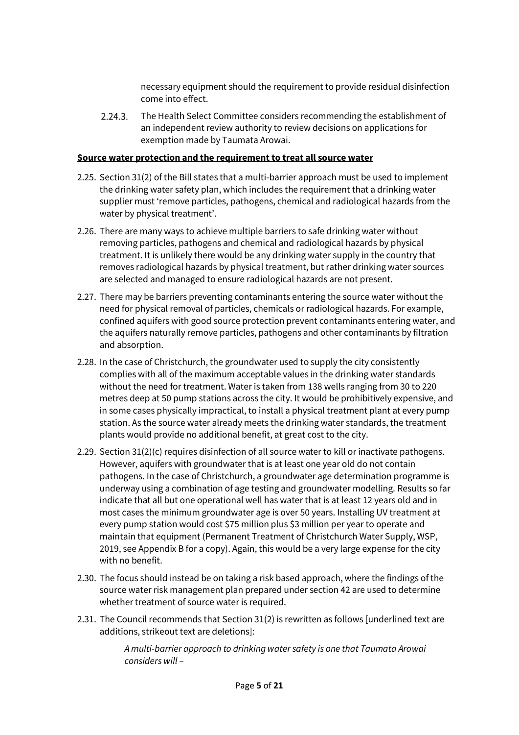necessary equipment should the requirement to provide residual disinfection come into effect.

2.24.3. The Health Select Committee considers recommending the establishment of an independent review authority to review decisions on applications for exemption made by Taumata Arowai.

**Source water protection and the requirement to treat all source water**

2.25. Section 31(2) of the Bill states that a multi-barrier approach must be used to implement the drinking water safety plan, which includes the requirement that a drinking water supplier must 'remove particles, pathogens, chemical and radiological hazards from the water by physical treatment'.

2.26. There are many ways to achieve multiple barriers to safe drinking water without removing particles, pathogens and chemical and radiological hazards by physical treatment. It is unlikely there would be any drinking water supply in the country that removes radiological hazards by physical treatment, but rather drinking water sources are selected and managed to ensure radiological hazards are not present.

2.27. There may be barriers preventing contaminants entering the source water without the need for physical removal of particles, chemicals or radiological hazards. For example, confined aquifers with good source protection prevent contaminants entering water, and the aquifers naturally remove particles, pathogens and other contaminants by filtration and absorption.

2.28. In the case of Christchurch, the groundwater used to supply the city consistently complies with all of the maximum acceptable values in the drinking water standards without the need for treatment. Water is taken from 138 wells ranging from 30 to 220 metres deep at 50 pump stations across the city. It would be prohibitively expensive, and in some cases physically impractical, to install a physical treatment plant at every pump station. As the source water already meets the drinking water standards, the treatment plants would provide no additional benefit, at great cost to the city.

2.29. Section 31(2)(c) requires disinfection of all source water to kill or inactivate pathogens. However, aquifers with groundwater that is at least one year old do not contain pathogens. In the case of Christchurch, a groundwater age determination programme is underway using a combination of age testing and groundwater modelling. Results so far indicate that all but one operational well has water that is at least 12 years old and in most cases the minimum groundwater age is over 50 years. Installing UV treatment at every pump station would cost $75 million plus $3 million per year to operate and maintain that equipment (Permanent Treatment of Christchurch Water Supply, WSP, 2019, see Appendix B for a copy). Again, this would be a very large expense for the city with no benefit.

2.30. The focus should instead be on taking a risk based approach, where the findings of the source water risk management plan prepared under section 42 are used to determine whether treatment of source water is required.

2.31. The Council recommends that Section 31(2) is rewritten as follows [underlined text are additions, strikeout text are deletions]:

> *A multi-barrier approach to drinking water safety is one that Taumata Arowai considers will –*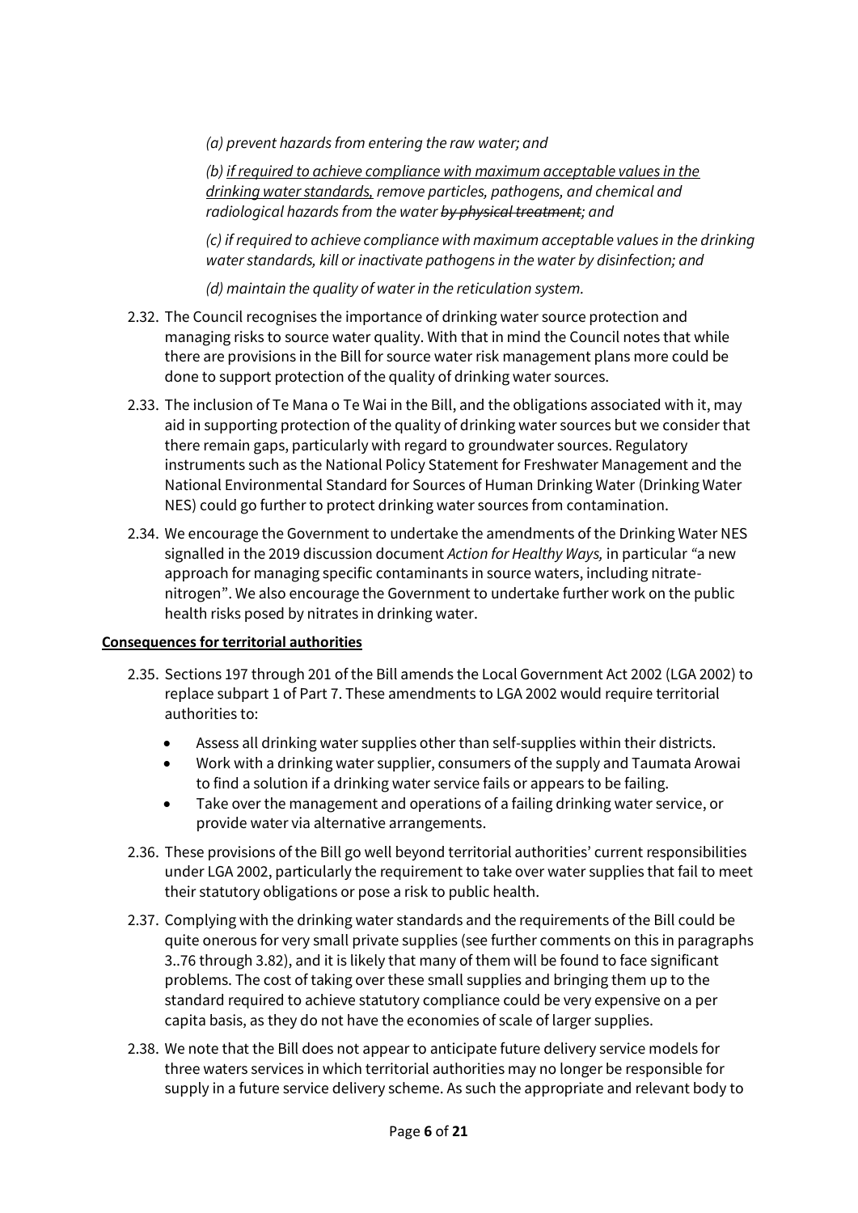*(a) prevent hazards from entering the raw water; and*

*(b) <u>if required to achieve compliance with maximum acceptable values in the drinking water standards,</u> remove particles, pathogens, and chemical and radiological hazards from the water ~~by physical treatment~~; and*

*(c) if required to achieve compliance with maximum acceptable values in the drinking water standards, kill or inactivate pathogens in the water by disinfection; and*

*(d) maintain the quality of water in the reticulation system.*

2.32. The Council recognises the importance of drinking water source protection and managing risks to source water quality. With that in mind the Council notes that while there are provisions in the Bill for source water risk management plans more could be done to support protection of the quality of drinking water sources.

2.33. The inclusion of Te Mana o Te Wai in the Bill, and the obligations associated with it, may aid in supporting protection of the quality of drinking water sources but we consider that there remain gaps, particularly with regard to groundwater sources. Regulatory instruments such as the National Policy Statement for Freshwater Management and the National Environmental Standard for Sources of Human Drinking Water (Drinking Water NES) could go further to protect drinking water sources from contamination.

2.34. We encourage the Government to undertake the amendments of the Drinking Water NES signalled in the 2019 discussion document *Action for Healthy Ways,* in particular "a new approach for managing specific contaminants in source waters, including nitrate-nitrogen". We also encourage the Government to undertake further work on the public health risks posed by nitrates in drinking water.

**<u>Consequences for territorial authorities</u>**

2.35. Sections 197 through 201 of the Bill amends the Local Government Act 2002 (LGA 2002) to replace subpart 1 of Part 7. These amendments to LGA 2002 would require territorial authorities to:

- Assess all drinking water supplies other than self-supplies within their districts.
- Work with a drinking water supplier, consumers of the supply and Taumata Arowai to find a solution if a drinking water service fails or appears to be failing.
- Take over the management and operations of a failing drinking water service, or provide water via alternative arrangements.

2.36. These provisions of the Bill go well beyond territorial authorities' current responsibilities under LGA 2002, particularly the requirement to take over water supplies that fail to meet their statutory obligations or pose a risk to public health.

2.37. Complying with the drinking water standards and the requirements of the Bill could be quite onerous for very small private supplies (see further comments on this in paragraphs 3..76 through 3.82), and it is likely that many of them will be found to face significant problems. The cost of taking over these small supplies and bringing them up to the standard required to achieve statutory compliance could be very expensive on a per capita basis, as they do not have the economies of scale of larger supplies.

2.38. We note that the Bill does not appear to anticipate future delivery service models for three waters services in which territorial authorities may no longer be responsible for supply in a future service delivery scheme. As such the appropriate and relevant body to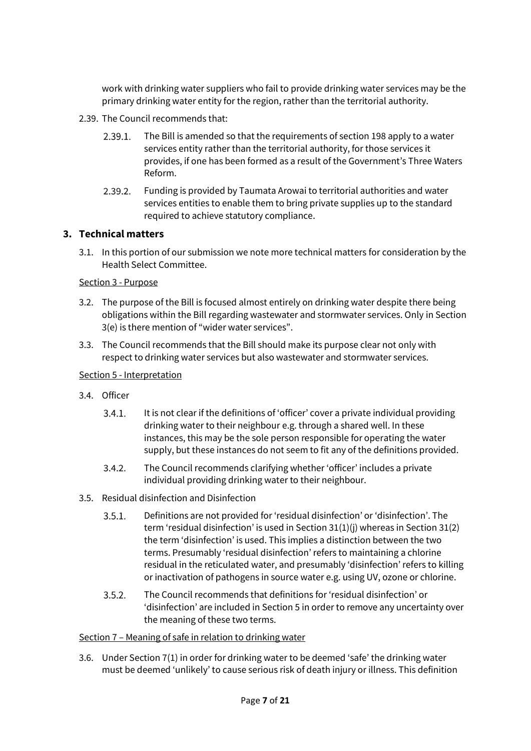work with drinking water suppliers who fail to provide drinking water services may be the primary drinking water entity for the region, rather than the territorial authority.

2.39. The Council recommends that:

2.39.1. The Bill is amended so that the requirements of section 198 apply to a water services entity rather than the territorial authority, for those services it provides, if one has been formed as a result of the Government's Three Waters Reform.

2.39.2. Funding is provided by Taumata Arowai to territorial authorities and water services entities to enable them to bring private supplies up to the standard required to achieve statutory compliance.

## 3. Technical matters

3.1. In this portion of our submission we note more technical matters for consideration by the Health Select Committee.

Section 3 - Purpose

3.2. The purpose of the Bill is focused almost entirely on drinking water despite there being obligations within the Bill regarding wastewater and stormwater services. Only in Section 3(e) is there mention of "wider water services".

3.3. The Council recommends that the Bill should make its purpose clear not only with respect to drinking water services but also wastewater and stormwater services.

Section 5 - Interpretation

3.4. Officer

3.4.1. It is not clear if the definitions of 'officer' cover a private individual providing drinking water to their neighbour e.g. through a shared well. In these instances, this may be the sole person responsible for operating the water supply, but these instances do not seem to fit any of the definitions provided.

3.4.2. The Council recommends clarifying whether 'officer' includes a private individual providing drinking water to their neighbour.

3.5. Residual disinfection and Disinfection

3.5.1. Definitions are not provided for 'residual disinfection' or 'disinfection'. The term 'residual disinfection' is used in Section 31(1)(j) whereas in Section 31(2) the term 'disinfection' is used. This implies a distinction between the two terms. Presumably 'residual disinfection' refers to maintaining a chlorine residual in the reticulated water, and presumably 'disinfection' refers to killing or inactivation of pathogens in source water e.g. using UV, ozone or chlorine.

3.5.2. The Council recommends that definitions for 'residual disinfection' or 'disinfection' are included in Section 5 in order to remove any uncertainty over the meaning of these two terms.

Section 7 – Meaning of safe in relation to drinking water

3.6. Under Section 7(1) in order for drinking water to be deemed 'safe' the drinking water must be deemed 'unlikely' to cause serious risk of death injury or illness. This definition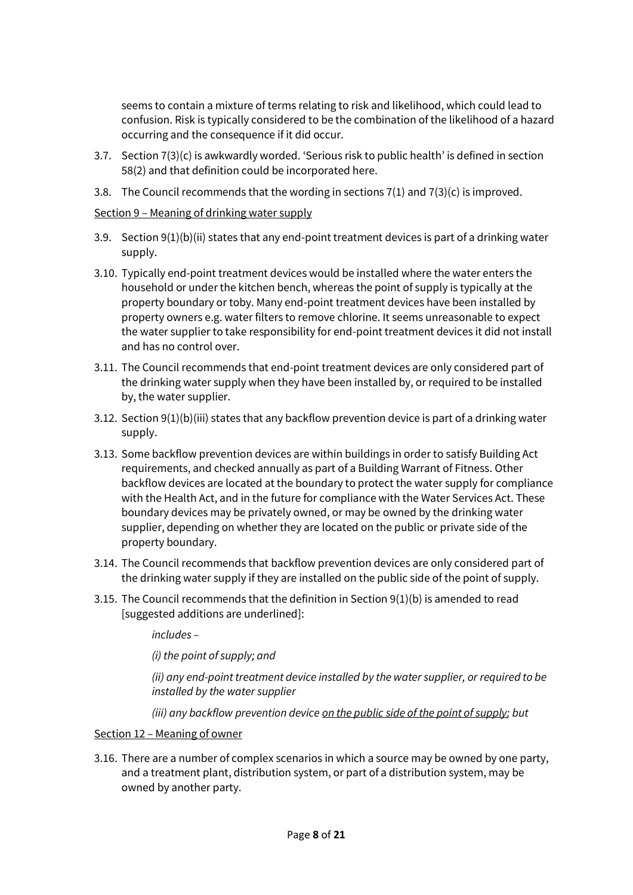seems to contain a mixture of terms relating to risk and likelihood, which could lead to confusion. Risk is typically considered to be the combination of the likelihood of a hazard occurring and the consequence if it did occur.

3.7. Section 7(3)(c) is awkwardly worded. 'Serious risk to public health' is defined in section 58(2) and that definition could be incorporated here.

3.8. The Council recommends that the wording in sections 7(1) and 7(3)(c) is improved.

<u>Section 9 – Meaning of drinking water supply</u>

3.9. Section 9(1)(b)(ii) states that any end-point treatment devices is part of a drinking water supply.

3.10. Typically end-point treatment devices would be installed where the water enters the household or under the kitchen bench, whereas the point of supply is typically at the property boundary or toby. Many end-point treatment devices have been installed by property owners e.g. water filters to remove chlorine. It seems unreasonable to expect the water supplier to take responsibility for end-point treatment devices it did not install and has no control over.

3.11. The Council recommends that end-point treatment devices are only considered part of the drinking water supply when they have been installed by, or required to be installed by, the water supplier.

3.12. Section 9(1)(b)(iii) states that any backflow prevention device is part of a drinking water supply.

3.13. Some backflow prevention devices are within buildings in order to satisfy Building Act requirements, and checked annually as part of a Building Warrant of Fitness. Other backflow devices are located at the boundary to protect the water supply for compliance with the Health Act, and in the future for compliance with the Water Services Act. These boundary devices may be privately owned, or may be owned by the drinking water supplier, depending on whether they are located on the public or private side of the property boundary.

3.14. The Council recommends that backflow prevention devices are only considered part of the drinking water supply if they are installed on the public side of the point of supply.

3.15. The Council recommends that the definition in Section 9(1)(b) is amended to read [suggested additions are underlined]:

> *includes –*
>
> *(i) the point of supply; and*
>
> *(ii) any end-point treatment device installed by the water supplier, or required to be installed by the water supplier*
>
> *(iii) any backflow prevention device <u>on the public side of the point of supply;</u> but*

<u>Section 12 – Meaning of owner</u>

3.16. There are a number of complex scenarios in which a source may be owned by one party, and a treatment plant, distribution system, or part of a distribution system, may be owned by another party.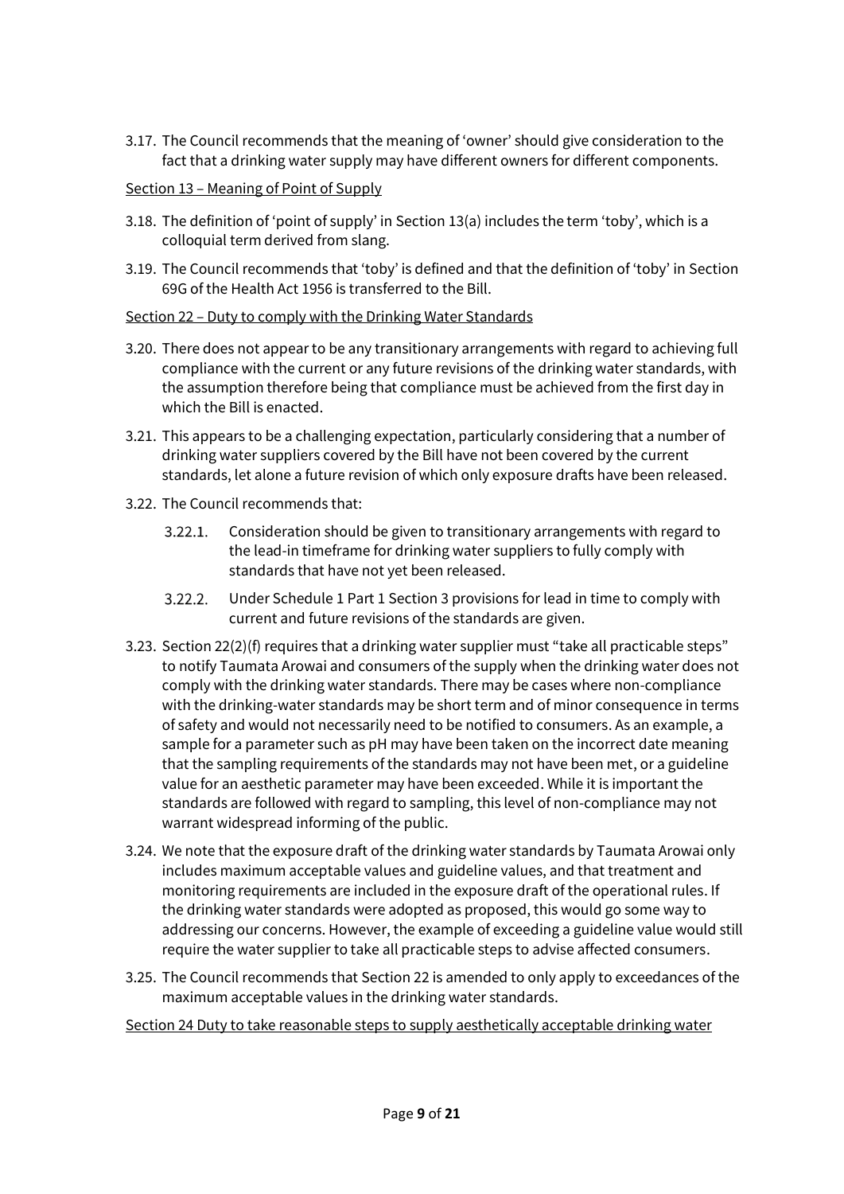3.17. The Council recommends that the meaning of 'owner' should give consideration to the fact that a drinking water supply may have different owners for different components.

Section 13 – Meaning of Point of Supply

3.18. The definition of 'point of supply' in Section 13(a) includes the term 'toby', which is a colloquial term derived from slang.

3.19. The Council recommends that 'toby' is defined and that the definition of 'toby' in Section 69G of the Health Act 1956 is transferred to the Bill.

Section 22 – Duty to comply with the Drinking Water Standards

3.20. There does not appear to be any transitionary arrangements with regard to achieving full compliance with the current or any future revisions of the drinking water standards, with the assumption therefore being that compliance must be achieved from the first day in which the Bill is enacted.

3.21. This appears to be a challenging expectation, particularly considering that a number of drinking water suppliers covered by the Bill have not been covered by the current standards, let alone a future revision of which only exposure drafts have been released.

3.22. The Council recommends that:

3.22.1. Consideration should be given to transitionary arrangements with regard to the lead-in timeframe for drinking water suppliers to fully comply with standards that have not yet been released.

3.22.2. Under Schedule 1 Part 1 Section 3 provisions for lead in time to comply with current and future revisions of the standards are given.

3.23. Section 22(2)(f) requires that a drinking water supplier must "take all practicable steps" to notify Taumata Arowai and consumers of the supply when the drinking water does not comply with the drinking water standards. There may be cases where non-compliance with the drinking-water standards may be short term and of minor consequence in terms of safety and would not necessarily need to be notified to consumers. As an example, a sample for a parameter such as pH may have been taken on the incorrect date meaning that the sampling requirements of the standards may not have been met, or a guideline value for an aesthetic parameter may have been exceeded. While it is important the standards are followed with regard to sampling, this level of non-compliance may not warrant widespread informing of the public.

3.24. We note that the exposure draft of the drinking water standards by Taumata Arowai only includes maximum acceptable values and guideline values, and that treatment and monitoring requirements are included in the exposure draft of the operational rules. If the drinking water standards were adopted as proposed, this would go some way to addressing our concerns. However, the example of exceeding a guideline value would still require the water supplier to take all practicable steps to advise affected consumers.

3.25. The Council recommends that Section 22 is amended to only apply to exceedances of the maximum acceptable values in the drinking water standards.

Section 24 Duty to take reasonable steps to supply aesthetically acceptable drinking water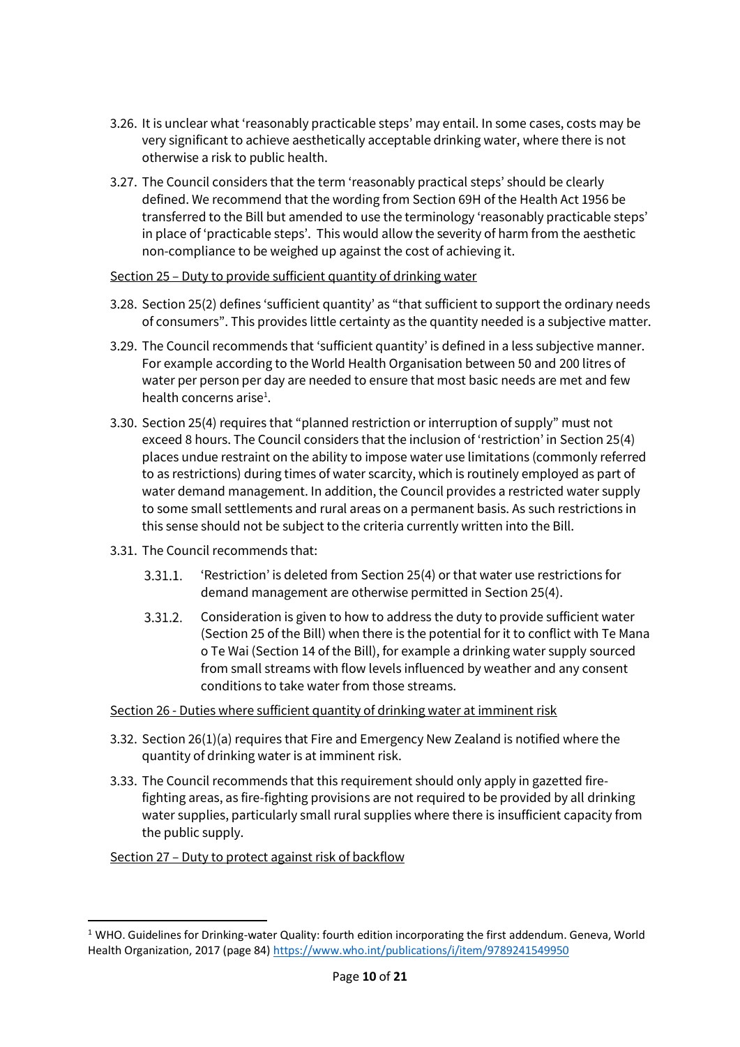3.26. It is unclear what 'reasonably practicable steps' may entail. In some cases, costs may be very significant to achieve aesthetically acceptable drinking water, where there is not otherwise a risk to public health.

3.27. The Council considers that the term 'reasonably practical steps' should be clearly defined. We recommend that the wording from Section 69H of the Health Act 1956 be transferred to the Bill but amended to use the terminology 'reasonably practicable steps' in place of 'practicable steps'. This would allow the severity of harm from the aesthetic non-compliance to be weighed up against the cost of achieving it.

<u>Section 25 – Duty to provide sufficient quantity of drinking water</u>

3.28. Section 25(2) defines 'sufficient quantity' as "that sufficient to support the ordinary needs of consumers". This provides little certainty as the quantity needed is a subjective matter.

3.29. The Council recommends that 'sufficient quantity' is defined in a less subjective manner. For example according to the World Health Organisation between 50 and 200 litres of water per person per day are needed to ensure that most basic needs are met and few health concerns arise[1].

3.30. Section 25(4) requires that "planned restriction or interruption of supply" must not exceed 8 hours. The Council considers that the inclusion of 'restriction' in Section 25(4) places undue restraint on the ability to impose water use limitations (commonly referred to as restrictions) during times of water scarcity, which is routinely employed as part of water demand management. In addition, the Council provides a restricted water supply to some small settlements and rural areas on a permanent basis. As such restrictions in this sense should not be subject to the criteria currently written into the Bill.

3.31. The Council recommends that:

3.31.1. 'Restriction' is deleted from Section 25(4) or that water use restrictions for demand management are otherwise permitted in Section 25(4).

3.31.2. Consideration is given to how to address the duty to provide sufficient water (Section 25 of the Bill) when there is the potential for it to conflict with Te Mana o Te Wai (Section 14 of the Bill), for example a drinking water supply sourced from small streams with flow levels influenced by weather and any consent conditions to take water from those streams.

<u>Section 26 - Duties where sufficient quantity of drinking water at imminent risk</u>

3.32. Section 26(1)(a) requires that Fire and Emergency New Zealand is notified where the quantity of drinking water is at imminent risk.

3.33. The Council recommends that this requirement should only apply in gazetted fire-fighting areas, as fire-fighting provisions are not required to be provided by all drinking water supplies, particularly small rural supplies where there is insufficient capacity from the public supply.

<u>Section 27 – Duty to protect against risk of backflow</u>

---

[1] WHO. Guidelines for Drinking-water Quality: fourth edition incorporating the first addendum. Geneva, World Health Organization, 2017 (page 84) https://www.who.int/publications/i/item/9789241549950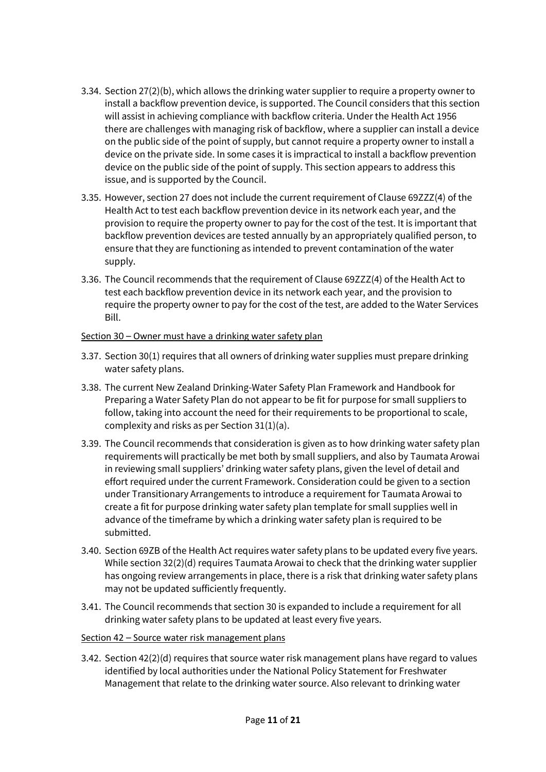3.34. Section 27(2)(b), which allows the drinking water supplier to require a property owner to install a backflow prevention device, is supported. The Council considers that this section will assist in achieving compliance with backflow criteria. Under the Health Act 1956 there are challenges with managing risk of backflow, where a supplier can install a device on the public side of the point of supply, but cannot require a property owner to install a device on the private side. In some cases it is impractical to install a backflow prevention device on the public side of the point of supply. This section appears to address this issue, and is supported by the Council.

3.35. However, section 27 does not include the current requirement of Clause 69ZZZ(4) of the Health Act to test each backflow prevention device in its network each year, and the provision to require the property owner to pay for the cost of the test. It is important that backflow prevention devices are tested annually by an appropriately qualified person, to ensure that they are functioning as intended to prevent contamination of the water supply.

3.36. The Council recommends that the requirement of Clause 69ZZZ(4) of the Health Act to test each backflow prevention device in its network each year, and the provision to require the property owner to pay for the cost of the test, are added to the Water Services Bill.

<u>Section 30 – Owner must have a drinking water safety plan</u>

3.37. Section 30(1) requires that all owners of drinking water supplies must prepare drinking water safety plans.

3.38. The current New Zealand Drinking-Water Safety Plan Framework and Handbook for Preparing a Water Safety Plan do not appear to be fit for purpose for small suppliers to follow, taking into account the need for their requirements to be proportional to scale, complexity and risks as per Section 31(1)(a).

3.39. The Council recommends that consideration is given as to how drinking water safety plan requirements will practically be met both by small suppliers, and also by Taumata Arowai in reviewing small suppliers' drinking water safety plans, given the level of detail and effort required under the current Framework. Consideration could be given to a section under Transitionary Arrangements to introduce a requirement for Taumata Arowai to create a fit for purpose drinking water safety plan template for small supplies well in advance of the timeframe by which a drinking water safety plan is required to be submitted.

3.40. Section 69ZB of the Health Act requires water safety plans to be updated every five years. While section 32(2)(d) requires Taumata Arowai to check that the drinking water supplier has ongoing review arrangements in place, there is a risk that drinking water safety plans may not be updated sufficiently frequently.

3.41. The Council recommends that section 30 is expanded to include a requirement for all drinking water safety plans to be updated at least every five years.

<u>Section 42 – Source water risk management plans</u>

3.42. Section 42(2)(d) requires that source water risk management plans have regard to values identified by local authorities under the National Policy Statement for Freshwater Management that relate to the drinking water source. Also relevant to drinking water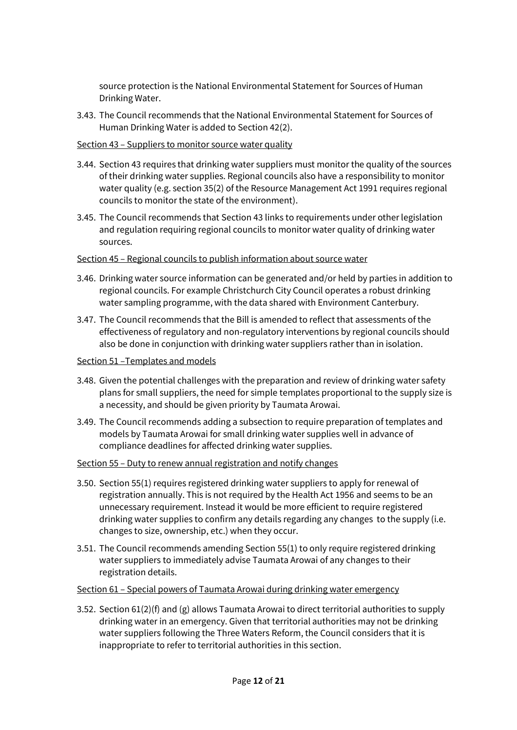source protection is the National Environmental Statement for Sources of Human Drinking Water.

3.43. The Council recommends that the National Environmental Statement for Sources of Human Drinking Water is added to Section 42(2).

<u>Section 43 – Suppliers to monitor source water quality</u>

3.44. Section 43 requires that drinking water suppliers must monitor the quality of the sources of their drinking water supplies. Regional councils also have a responsibility to monitor water quality (e.g. section 35(2) of the Resource Management Act 1991 requires regional councils to monitor the state of the environment).

3.45. The Council recommends that Section 43 links to requirements under other legislation and regulation requiring regional councils to monitor water quality of drinking water sources.

<u>Section 45 – Regional councils to publish information about source water</u>

3.46. Drinking water source information can be generated and/or held by parties in addition to regional councils. For example Christchurch City Council operates a robust drinking water sampling programme, with the data shared with Environment Canterbury.

3.47. The Council recommends that the Bill is amended to reflect that assessments of the effectiveness of regulatory and non-regulatory interventions by regional councils should also be done in conjunction with drinking water suppliers rather than in isolation.

<u>Section 51 –Templates and models</u>

3.48. Given the potential challenges with the preparation and review of drinking water safety plans for small suppliers, the need for simple templates proportional to the supply size is a necessity, and should be given priority by Taumata Arowai.

3.49. The Council recommends adding a subsection to require preparation of templates and models by Taumata Arowai for small drinking water supplies well in advance of compliance deadlines for affected drinking water supplies.

<u>Section 55 – Duty to renew annual registration and notify changes</u>

3.50. Section 55(1) requires registered drinking water suppliers to apply for renewal of registration annually. This is not required by the Health Act 1956 and seems to be an unnecessary requirement. Instead it would be more efficient to require registered drinking water supplies to confirm any details regarding any changes to the supply (i.e. changes to size, ownership, etc.) when they occur.

3.51. The Council recommends amending Section 55(1) to only require registered drinking water suppliers to immediately advise Taumata Arowai of any changes to their registration details.

<u>Section 61 – Special powers of Taumata Arowai during drinking water emergency</u>

3.52. Section 61(2)(f) and (g) allows Taumata Arowai to direct territorial authorities to supply drinking water in an emergency. Given that territorial authorities may not be drinking water suppliers following the Three Waters Reform, the Council considers that it is inappropriate to refer to territorial authorities in this section.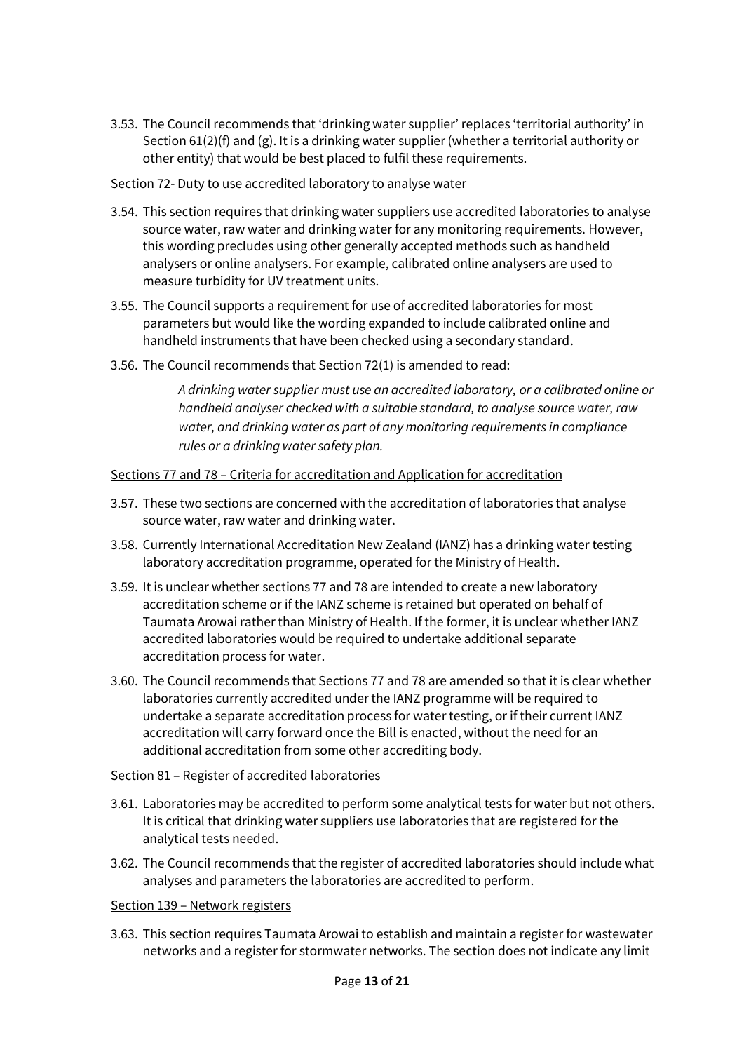3.53. The Council recommends that 'drinking water supplier' replaces 'territorial authority' in Section 61(2)(f) and (g). It is a drinking water supplier (whether a territorial authority or other entity) that would be best placed to fulfil these requirements.

<u>Section 72- Duty to use accredited laboratory to analyse water</u>

3.54. This section requires that drinking water suppliers use accredited laboratories to analyse source water, raw water and drinking water for any monitoring requirements. However, this wording precludes using other generally accepted methods such as handheld analysers or online analysers. For example, calibrated online analysers are used to measure turbidity for UV treatment units.

3.55. The Council supports a requirement for use of accredited laboratories for most parameters but would like the wording expanded to include calibrated online and handheld instruments that have been checked using a secondary standard.

3.56. The Council recommends that Section 72(1) is amended to read:

> *A drinking water supplier must use an accredited laboratory, <u>or a calibrated online or handheld analyser checked with a suitable standard,</u> to analyse source water, raw water, and drinking water as part of any monitoring requirements in compliance rules or a drinking water safety plan.*

<u>Sections 77 and 78 – Criteria for accreditation and Application for accreditation</u>

3.57. These two sections are concerned with the accreditation of laboratories that analyse source water, raw water and drinking water.

3.58. Currently International Accreditation New Zealand (IANZ) has a drinking water testing laboratory accreditation programme, operated for the Ministry of Health.

3.59. It is unclear whether sections 77 and 78 are intended to create a new laboratory accreditation scheme or if the IANZ scheme is retained but operated on behalf of Taumata Arowai rather than Ministry of Health. If the former, it is unclear whether IANZ accredited laboratories would be required to undertake additional separate accreditation process for water.

3.60. The Council recommends that Sections 77 and 78 are amended so that it is clear whether laboratories currently accredited under the IANZ programme will be required to undertake a separate accreditation process for water testing, or if their current IANZ accreditation will carry forward once the Bill is enacted, without the need for an additional accreditation from some other accrediting body.

<u>Section 81 – Register of accredited laboratories</u>

3.61. Laboratories may be accredited to perform some analytical tests for water but not others. It is critical that drinking water suppliers use laboratories that are registered for the analytical tests needed.

3.62. The Council recommends that the register of accredited laboratories should include what analyses and parameters the laboratories are accredited to perform.

<u>Section 139 – Network registers</u>

3.63. This section requires Taumata Arowai to establish and maintain a register for wastewater networks and a register for stormwater networks. The section does not indicate any limit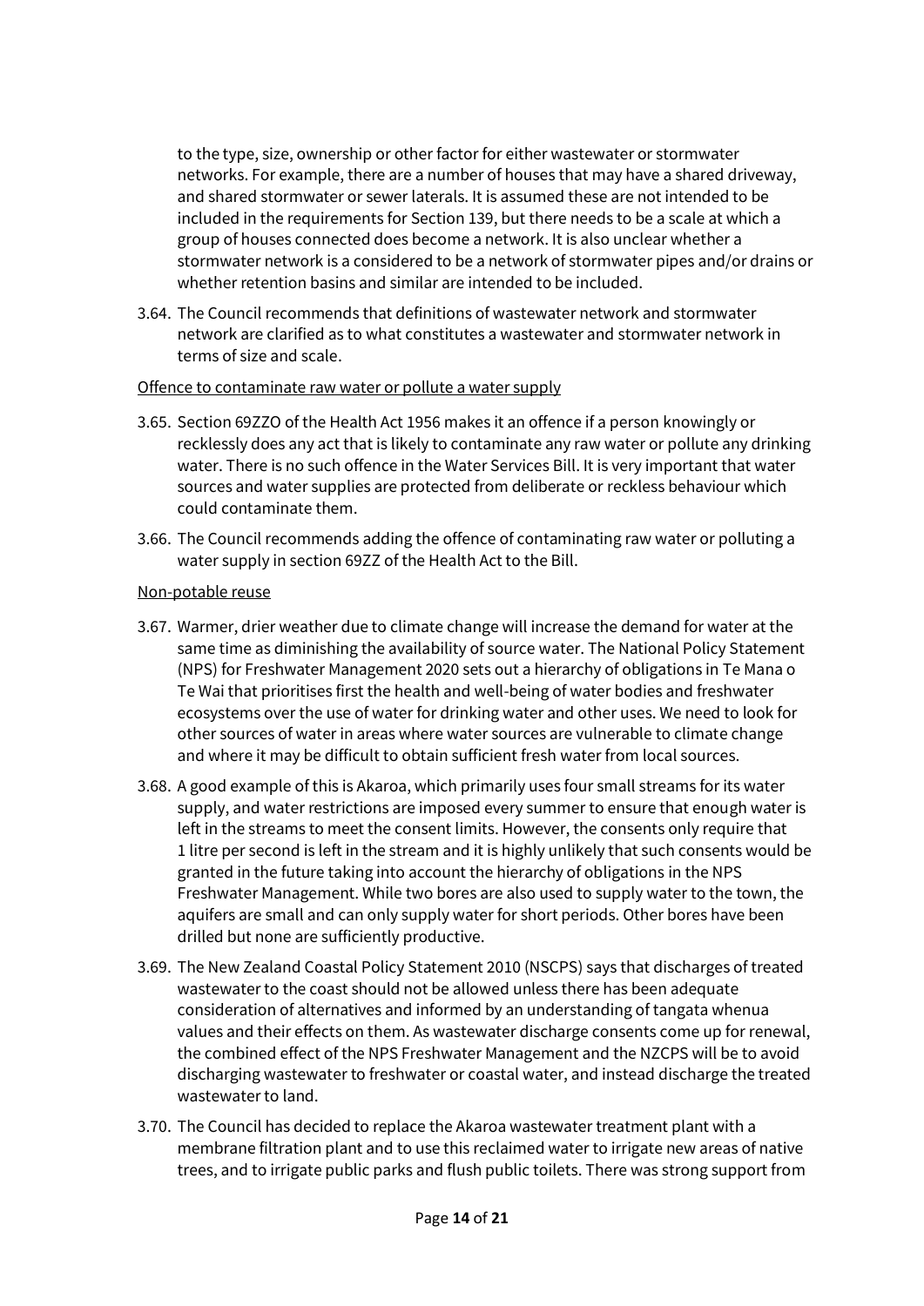to the type, size, ownership or other factor for either wastewater or stormwater networks. For example, there are a number of houses that may have a shared driveway, and shared stormwater or sewer laterals. It is assumed these are not intended to be included in the requirements for Section 139, but there needs to be a scale at which a group of houses connected does become a network. It is also unclear whether a stormwater network is a considered to be a network of stormwater pipes and/or drains or whether retention basins and similar are intended to be included.

3.64. The Council recommends that definitions of wastewater network and stormwater network are clarified as to what constitutes a wastewater and stormwater network in terms of size and scale.

<u>Offence to contaminate raw water or pollute a water supply</u>

3.65. Section 69ZZO of the Health Act 1956 makes it an offence if a person knowingly or recklessly does any act that is likely to contaminate any raw water or pollute any drinking water. There is no such offence in the Water Services Bill. It is very important that water sources and water supplies are protected from deliberate or reckless behaviour which could contaminate them.

3.66. The Council recommends adding the offence of contaminating raw water or polluting a water supply in section 69ZZ of the Health Act to the Bill.

<u>Non-potable reuse</u>

3.67. Warmer, drier weather due to climate change will increase the demand for water at the same time as diminishing the availability of source water. The National Policy Statement (NPS) for Freshwater Management 2020 sets out a hierarchy of obligations in Te Mana o Te Wai that prioritises first the health and well-being of water bodies and freshwater ecosystems over the use of water for drinking water and other uses. We need to look for other sources of water in areas where water sources are vulnerable to climate change and where it may be difficult to obtain sufficient fresh water from local sources.

3.68. A good example of this is Akaroa, which primarily uses four small streams for its water supply, and water restrictions are imposed every summer to ensure that enough water is left in the streams to meet the consent limits. However, the consents only require that 1 litre per second is left in the stream and it is highly unlikely that such consents would be granted in the future taking into account the hierarchy of obligations in the NPS Freshwater Management. While two bores are also used to supply water to the town, the aquifers are small and can only supply water for short periods. Other bores have been drilled but none are sufficiently productive.

3.69. The New Zealand Coastal Policy Statement 2010 (NSCPS) says that discharges of treated wastewater to the coast should not be allowed unless there has been adequate consideration of alternatives and informed by an understanding of tangata whenua values and their effects on them. As wastewater discharge consents come up for renewal, the combined effect of the NPS Freshwater Management and the NZCPS will be to avoid discharging wastewater to freshwater or coastal water, and instead discharge the treated wastewater to land.

3.70. The Council has decided to replace the Akaroa wastewater treatment plant with a membrane filtration plant and to use this reclaimed water to irrigate new areas of native trees, and to irrigate public parks and flush public toilets. There was strong support from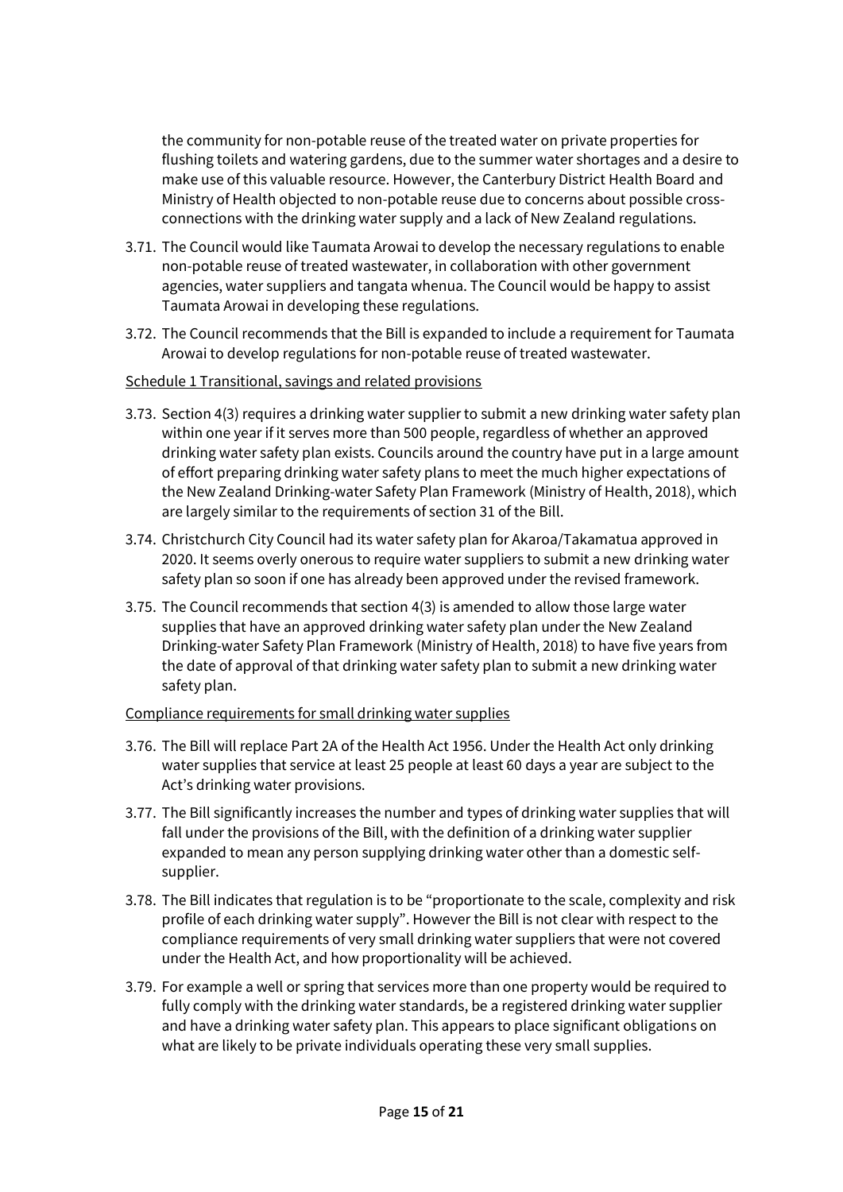the community for non-potable reuse of the treated water on private properties for flushing toilets and watering gardens, due to the summer water shortages and a desire to make use of this valuable resource. However, the Canterbury District Health Board and Ministry of Health objected to non-potable reuse due to concerns about possible cross-connections with the drinking water supply and a lack of New Zealand regulations.

3.71. The Council would like Taumata Arowai to develop the necessary regulations to enable non-potable reuse of treated wastewater, in collaboration with other government agencies, water suppliers and tangata whenua. The Council would be happy to assist Taumata Arowai in developing these regulations.

3.72. The Council recommends that the Bill is expanded to include a requirement for Taumata Arowai to develop regulations for non-potable reuse of treated wastewater.

<u>Schedule 1 Transitional, savings and related provisions</u>

3.73. Section 4(3) requires a drinking water supplier to submit a new drinking water safety plan within one year if it serves more than 500 people, regardless of whether an approved drinking water safety plan exists. Councils around the country have put in a large amount of effort preparing drinking water safety plans to meet the much higher expectations of the New Zealand Drinking-water Safety Plan Framework (Ministry of Health, 2018), which are largely similar to the requirements of section 31 of the Bill.

3.74. Christchurch City Council had its water safety plan for Akaroa/Takamatua approved in 2020. It seems overly onerous to require water suppliers to submit a new drinking water safety plan so soon if one has already been approved under the revised framework.

3.75. The Council recommends that section 4(3) is amended to allow those large water supplies that have an approved drinking water safety plan under the New Zealand Drinking-water Safety Plan Framework (Ministry of Health, 2018) to have five years from the date of approval of that drinking water safety plan to submit a new drinking water safety plan.

<u>Compliance requirements for small drinking water supplies</u>

3.76. The Bill will replace Part 2A of the Health Act 1956. Under the Health Act only drinking water supplies that service at least 25 people at least 60 days a year are subject to the Act's drinking water provisions.

3.77. The Bill significantly increases the number and types of drinking water supplies that will fall under the provisions of the Bill, with the definition of a drinking water supplier expanded to mean any person supplying drinking water other than a domestic self-supplier.

3.78. The Bill indicates that regulation is to be "proportionate to the scale, complexity and risk profile of each drinking water supply". However the Bill is not clear with respect to the compliance requirements of very small drinking water suppliers that were not covered under the Health Act, and how proportionality will be achieved.

3.79. For example a well or spring that services more than one property would be required to fully comply with the drinking water standards, be a registered drinking water supplier and have a drinking water safety plan. This appears to place significant obligations on what are likely to be private individuals operating these very small supplies.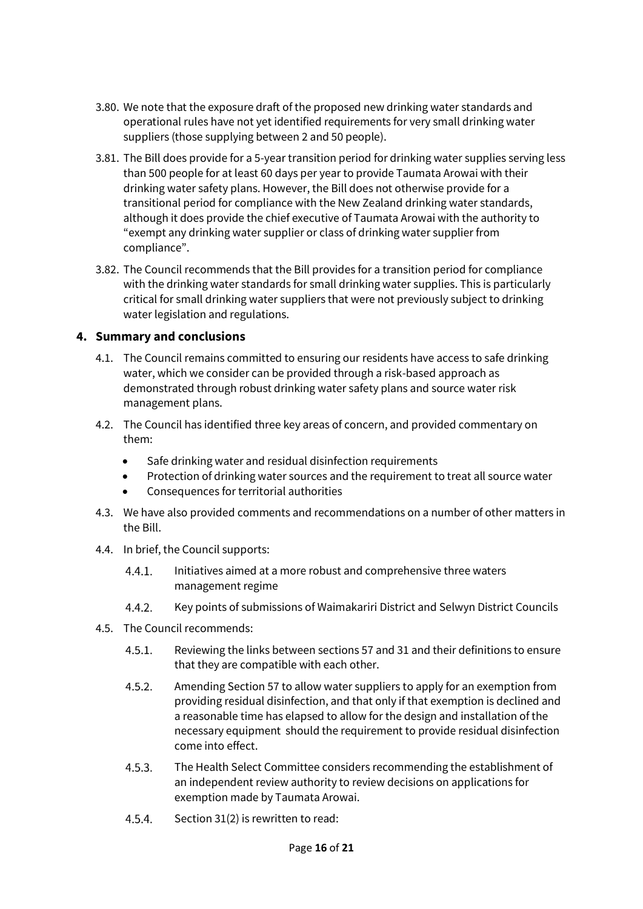3.80. We note that the exposure draft of the proposed new drinking water standards and operational rules have not yet identified requirements for very small drinking water suppliers (those supplying between 2 and 50 people).

3.81. The Bill does provide for a 5-year transition period for drinking water supplies serving less than 500 people for at least 60 days per year to provide Taumata Arowai with their drinking water safety plans. However, the Bill does not otherwise provide for a transitional period for compliance with the New Zealand drinking water standards, although it does provide the chief executive of Taumata Arowai with the authority to "exempt any drinking water supplier or class of drinking water supplier from compliance".

3.82. The Council recommends that the Bill provides for a transition period for compliance with the drinking water standards for small drinking water supplies. This is particularly critical for small drinking water suppliers that were not previously subject to drinking water legislation and regulations.

## 4. Summary and conclusions

4.1. The Council remains committed to ensuring our residents have access to safe drinking water, which we consider can be provided through a risk-based approach as demonstrated through robust drinking water safety plans and source water risk management plans.

4.2. The Council has identified three key areas of concern, and provided commentary on them:

- Safe drinking water and residual disinfection requirements
- Protection of drinking water sources and the requirement to treat all source water
- Consequences for territorial authorities

4.3. We have also provided comments and recommendations on a number of other matters in the Bill.

4.4. In brief, the Council supports:

4.4.1. Initiatives aimed at a more robust and comprehensive three waters management regime

4.4.2. Key points of submissions of Waimakariri District and Selwyn District Councils

4.5. The Council recommends:

4.5.1. Reviewing the links between sections 57 and 31 and their definitions to ensure that they are compatible with each other.

4.5.2. Amending Section 57 to allow water suppliers to apply for an exemption from providing residual disinfection, and that only if that exemption is declined and a reasonable time has elapsed to allow for the design and installation of the necessary equipment should the requirement to provide residual disinfection come into effect.

4.5.3. The Health Select Committee considers recommending the establishment of an independent review authority to review decisions on applications for exemption made by Taumata Arowai.

4.5.4. Section 31(2) is rewritten to read: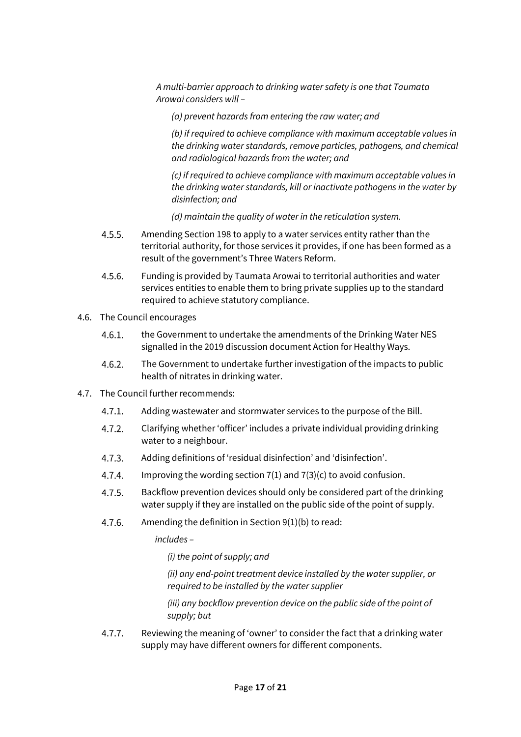*A multi-barrier approach to drinking water safety is one that Taumata Arowai considers will –*

> *(a) prevent hazards from entering the raw water; and*
>
> *(b) if required to achieve compliance with maximum acceptable values in the drinking water standards, remove particles, pathogens, and chemical and radiological hazards from the water; and*
>
> *(c) if required to achieve compliance with maximum acceptable values in the drinking water standards, kill or inactivate pathogens in the water by disinfection; and*
>
> *(d) maintain the quality of water in the reticulation system.*

4.5.5. Amending Section 198 to apply to a water services entity rather than the territorial authority, for those services it provides, if one has been formed as a result of the government's Three Waters Reform.

4.5.6. Funding is provided by Taumata Arowai to territorial authorities and water services entities to enable them to bring private supplies up to the standard required to achieve statutory compliance.

4.6. The Council encourages

4.6.1. the Government to undertake the amendments of the Drinking Water NES signalled in the 2019 discussion document Action for Healthy Ways.

4.6.2. The Government to undertake further investigation of the impacts to public health of nitrates in drinking water.

4.7. The Council further recommends:

4.7.1. Adding wastewater and stormwater services to the purpose of the Bill.

4.7.2. Clarifying whether 'officer' includes a private individual providing drinking water to a neighbour.

4.7.3. Adding definitions of 'residual disinfection' and 'disinfection'.

4.7.4. Improving the wording section 7(1) and 7(3)(c) to avoid confusion.

4.7.5. Backflow prevention devices should only be considered part of the drinking water supply if they are installed on the public side of the point of supply.

4.7.6. Amending the definition in Section 9(1)(b) to read:

*includes –*

> *(i) the point of supply; and*
>
> *(ii) any end-point treatment device installed by the water supplier, or required to be installed by the water supplier*
>
> *(iii) any backflow prevention device on the public side of the point of supply; but*

4.7.7. Reviewing the meaning of 'owner' to consider the fact that a drinking water supply may have different owners for different components.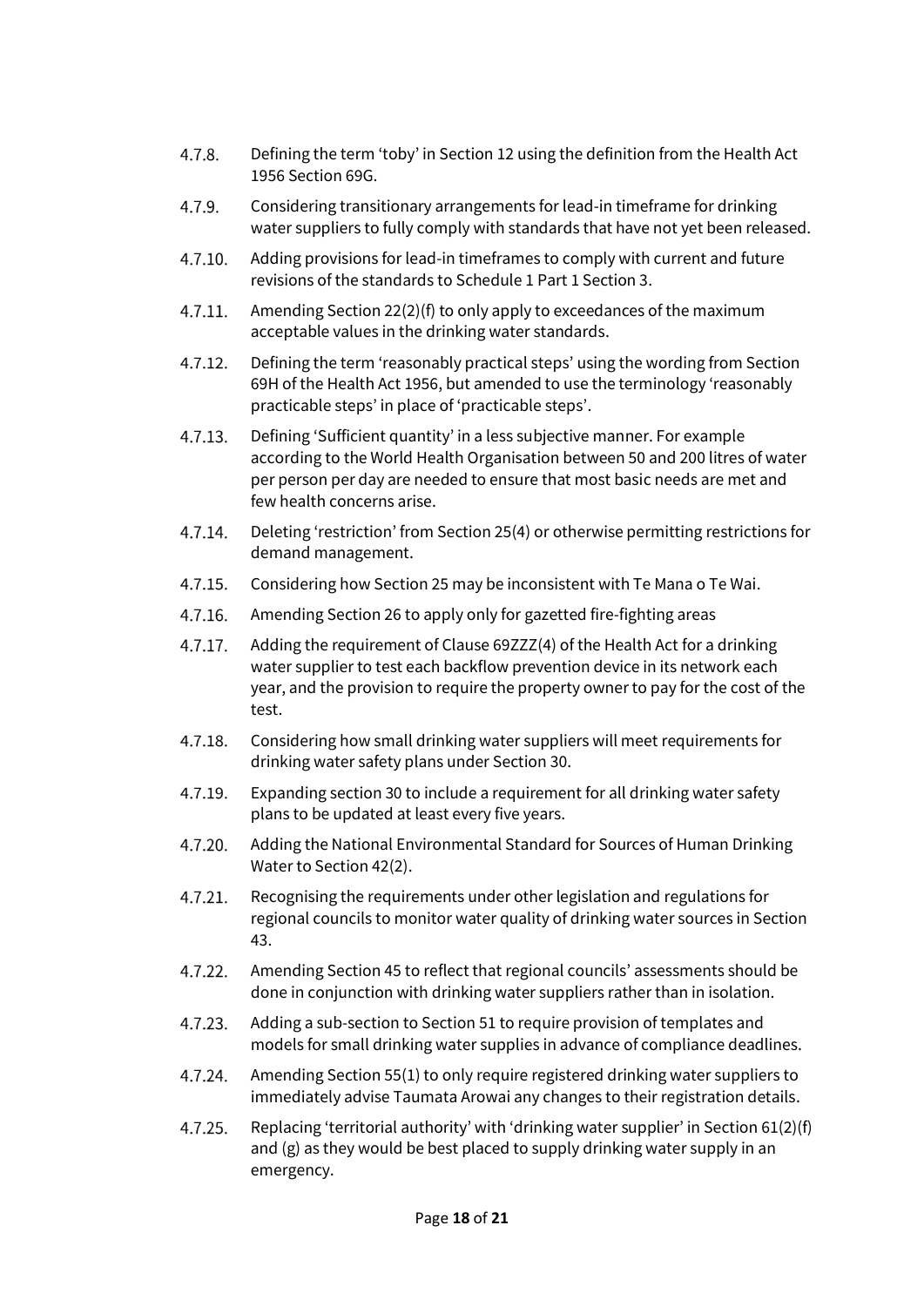4.7.8. Defining the term 'toby' in Section 12 using the definition from the Health Act 1956 Section 69G.

4.7.9. Considering transitionary arrangements for lead-in timeframe for drinking water suppliers to fully comply with standards that have not yet been released.

4.7.10. Adding provisions for lead-in timeframes to comply with current and future revisions of the standards to Schedule 1 Part 1 Section 3.

4.7.11. Amending Section 22(2)(f) to only apply to exceedances of the maximum acceptable values in the drinking water standards.

4.7.12. Defining the term 'reasonably practical steps' using the wording from Section 69H of the Health Act 1956, but amended to use the terminology 'reasonably practicable steps' in place of 'practicable steps'.

4.7.13. Defining 'Sufficient quantity' in a less subjective manner. For example according to the World Health Organisation between 50 and 200 litres of water per person per day are needed to ensure that most basic needs are met and few health concerns arise.

4.7.14. Deleting 'restriction' from Section 25(4) or otherwise permitting restrictions for demand management.

4.7.15. Considering how Section 25 may be inconsistent with Te Mana o Te Wai.

4.7.16. Amending Section 26 to apply only for gazetted fire-fighting areas

4.7.17. Adding the requirement of Clause 69ZZZ(4) of the Health Act for a drinking water supplier to test each backflow prevention device in its network each year, and the provision to require the property owner to pay for the cost of the test.

4.7.18. Considering how small drinking water suppliers will meet requirements for drinking water safety plans under Section 30.

4.7.19. Expanding section 30 to include a requirement for all drinking water safety plans to be updated at least every five years.

4.7.20. Adding the National Environmental Standard for Sources of Human Drinking Water to Section 42(2).

4.7.21. Recognising the requirements under other legislation and regulations for regional councils to monitor water quality of drinking water sources in Section 43.

4.7.22. Amending Section 45 to reflect that regional councils' assessments should be done in conjunction with drinking water suppliers rather than in isolation.

4.7.23. Adding a sub-section to Section 51 to require provision of templates and models for small drinking water supplies in advance of compliance deadlines.

4.7.24. Amending Section 55(1) to only require registered drinking water suppliers to immediately advise Taumata Arowai any changes to their registration details.

4.7.25. Replacing 'territorial authority' with 'drinking water supplier' in Section 61(2)(f) and (g) as they would be best placed to supply drinking water supply in an emergency.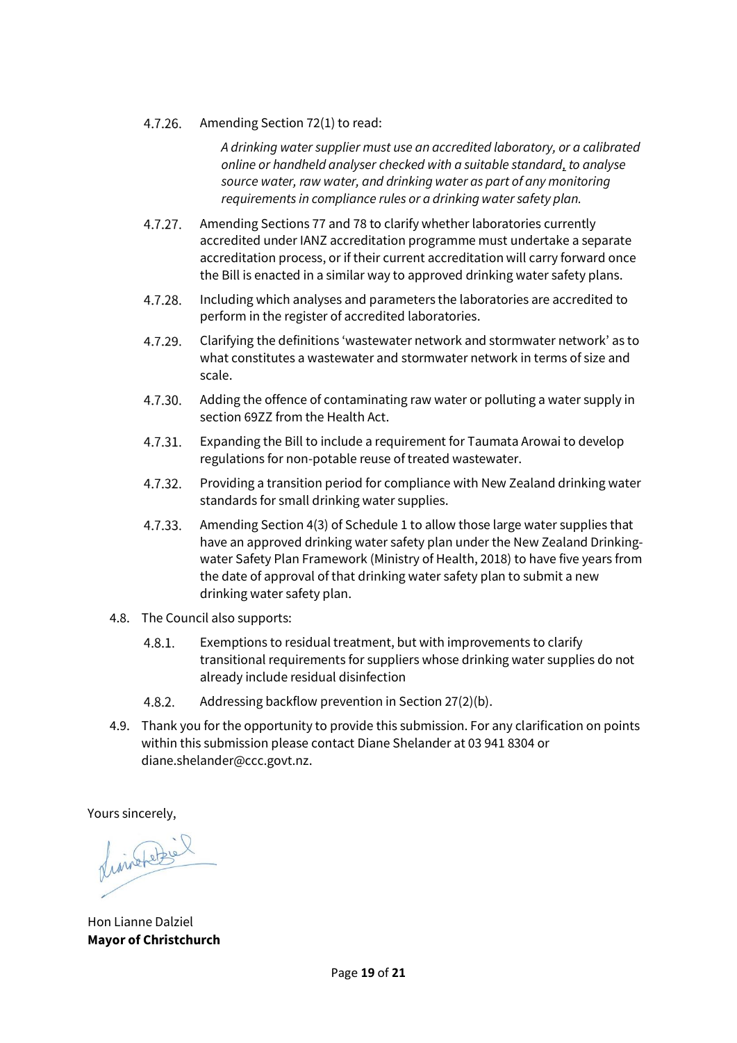4.7.26. Amending Section 72(1) to read:

*A drinking water supplier must use an accredited laboratory, or a calibrated online or handheld analyser checked with a suitable standard, to analyse source water, raw water, and drinking water as part of any monitoring requirements in compliance rules or a drinking water safety plan.*

4.7.27. Amending Sections 77 and 78 to clarify whether laboratories currently accredited under IANZ accreditation programme must undertake a separate accreditation process, or if their current accreditation will carry forward once the Bill is enacted in a similar way to approved drinking water safety plans.

4.7.28. Including which analyses and parameters the laboratories are accredited to perform in the register of accredited laboratories.

4.7.29. Clarifying the definitions 'wastewater network and stormwater network' as to what constitutes a wastewater and stormwater network in terms of size and scale.

4.7.30. Adding the offence of contaminating raw water or polluting a water supply in section 69ZZ from the Health Act.

4.7.31. Expanding the Bill to include a requirement for Taumata Arowai to develop regulations for non-potable reuse of treated wastewater.

4.7.32. Providing a transition period for compliance with New Zealand drinking water standards for small drinking water supplies.

4.7.33. Amending Section 4(3) of Schedule 1 to allow those large water supplies that have an approved drinking water safety plan under the New Zealand Drinking-water Safety Plan Framework (Ministry of Health, 2018) to have five years from the date of approval of that drinking water safety plan to submit a new drinking water safety plan.

4.8. The Council also supports:

4.8.1. Exemptions to residual treatment, but with improvements to clarify transitional requirements for suppliers whose drinking water supplies do not already include residual disinfection

4.8.2. Addressing backflow prevention in Section 27(2)(b).

4.9. Thank you for the opportunity to provide this submission. For any clarification on points within this submission please contact Diane Shelander at 03 941 8304 or diane.shelander@ccc.govt.nz.

Yours sincerely,

Hon Lianne Dalziel
**Mayor of Christchurch**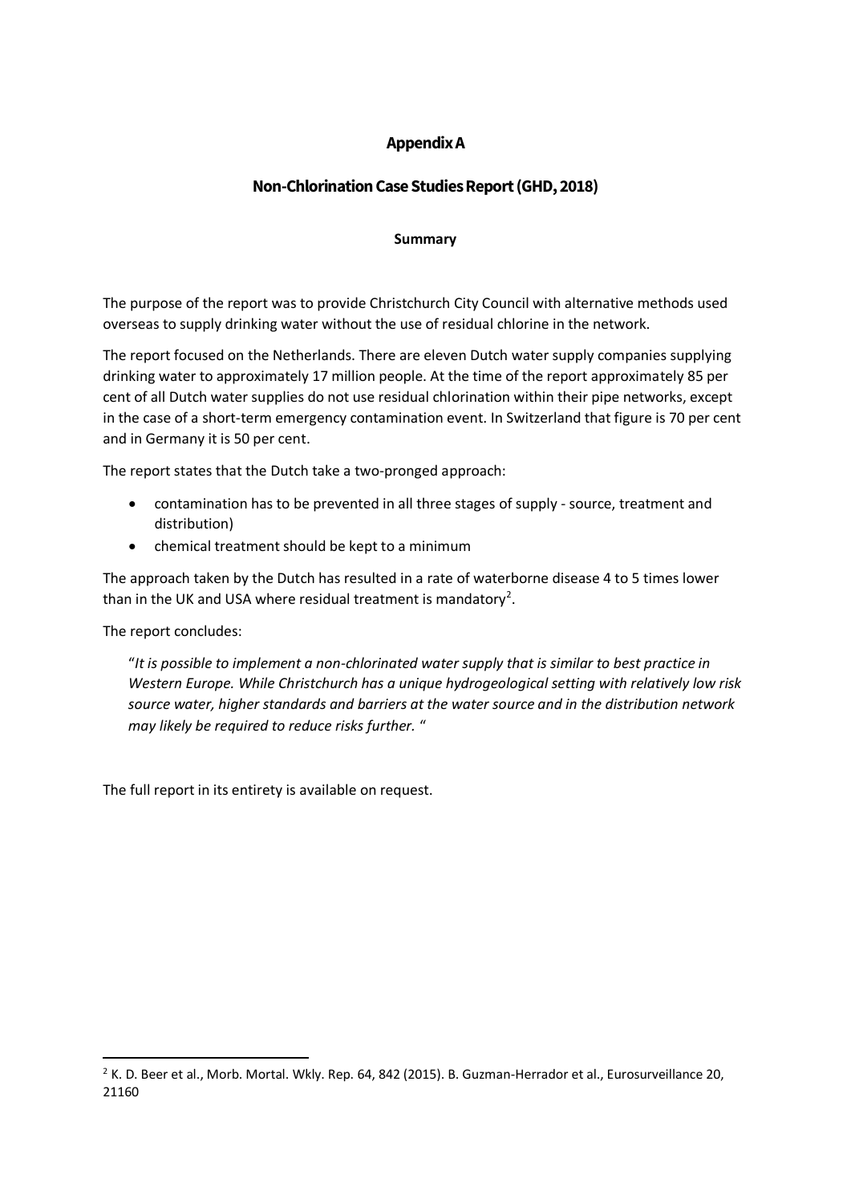# Appendix A

## Non-Chlorination Case Studies Report (GHD, 2018)

**Summary**

The purpose of the report was to provide Christchurch City Council with alternative methods used overseas to supply drinking water without the use of residual chlorine in the network.

The report focused on the Netherlands. There are eleven Dutch water supply companies supplying drinking water to approximately 17 million people. At the time of the report approximately 85 per cent of all Dutch water supplies do not use residual chlorination within their pipe networks, except in the case of a short-term emergency contamination event. In Switzerland that figure is 70 per cent and in Germany it is 50 per cent.

The report states that the Dutch take a two-pronged approach:

- contamination has to be prevented in all three stages of supply - source, treatment and distribution)
- chemical treatment should be kept to a minimum

The approach taken by the Dutch has resulted in a rate of waterborne disease 4 to 5 times lower than in the UK and USA where residual treatment is mandatory[2].

The report concludes:

> "*It is possible to implement a non-chlorinated water supply that is similar to best practice in Western Europe. While Christchurch has a unique hydrogeological setting with relatively low risk source water, higher standards and barriers at the water source and in the distribution network may likely be required to reduce risks further.* "

The full report in its entirety is available on request.

---

[2] K. D. Beer et al., Morb. Mortal. Wkly. Rep. 64, 842 (2015). B. Guzman-Herrador et al., Eurosurveillance 20, 21160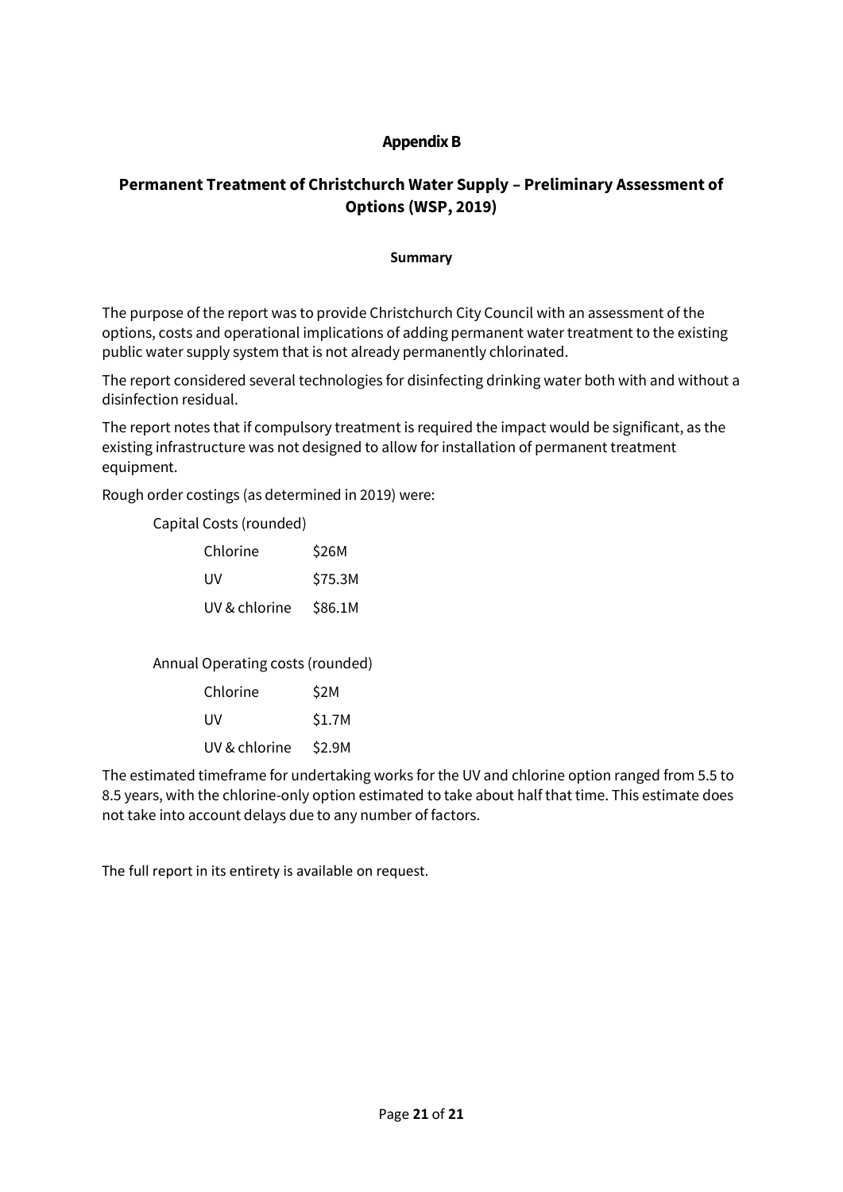# Appendix B

## Permanent Treatment of Christchurch Water Supply – Preliminary Assessment of Options (WSP, 2019)

### Summary

The purpose of the report was to provide Christchurch City Council with an assessment of the options, costs and operational implications of adding permanent water treatment to the existing public water supply system that is not already permanently chlorinated.

The report considered several technologies for disinfecting drinking water both with and without a disinfection residual.

The report notes that if compulsory treatment is required the impact would be significant, as the existing infrastructure was not designed to allow for installation of permanent treatment equipment.

Rough order costings (as determined in 2019) were:

Capital Costs (rounded)

| | |
|---|---|
| Chlorine | $26M |
| UV | $75.3M |
| UV & chlorine | $86.1M |

Annual Operating costs (rounded)

| | |
|---|---|
| Chlorine | $2M |
| UV | $1.7M |
| UV & chlorine | $2.9M |

The estimated timeframe for undertaking works for the UV and chlorine option ranged from 5.5 to 8.5 years, with the chlorine-only option estimated to take about half that time. This estimate does not take into account delays due to any number of factors.

The full report in its entirety is available on request.